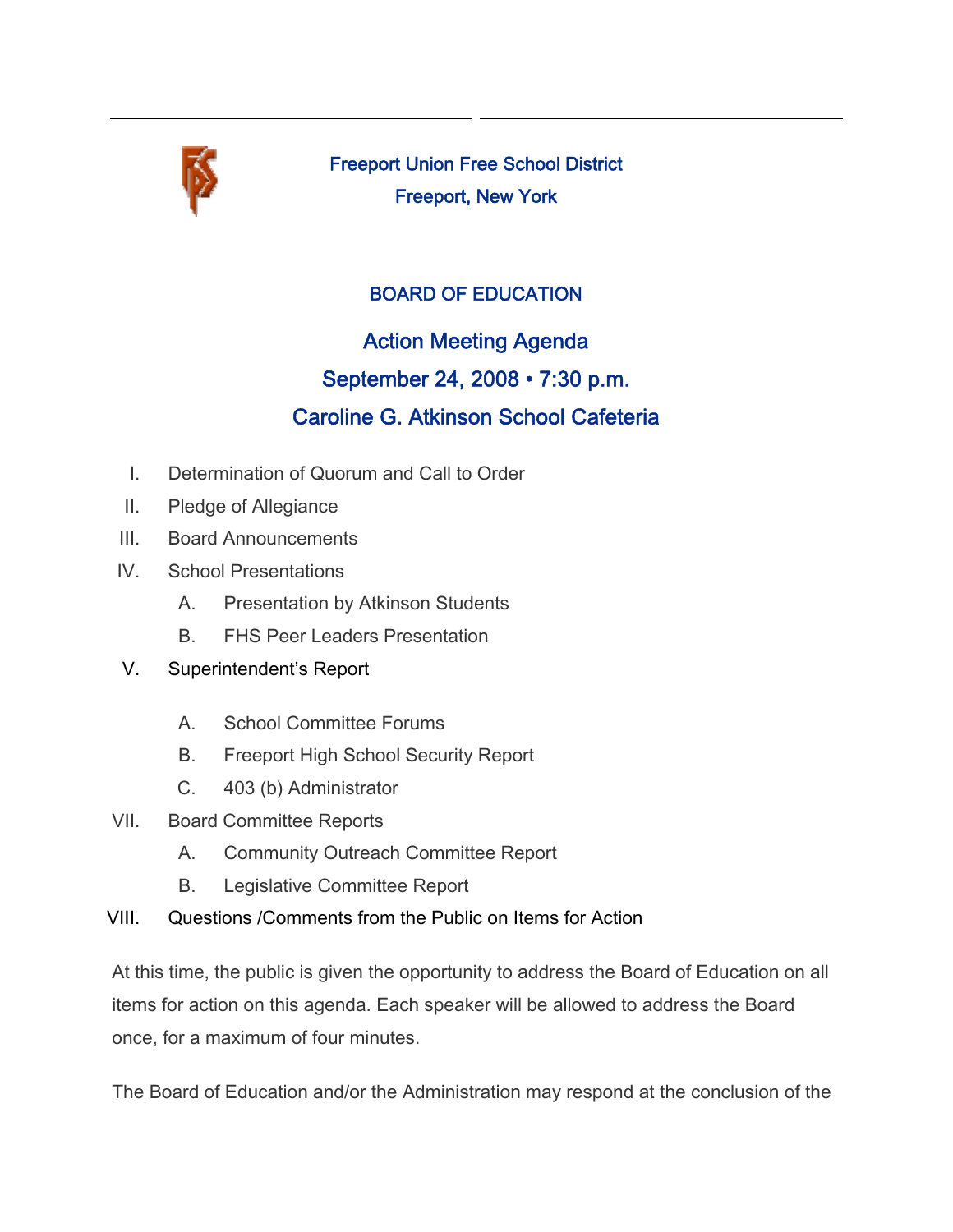Freeport Union Free School District

Freeport, New York

## BOARD OF EDUCATION

## Action Meeting Agenda

## September 24, 2008 • 7:30 p.m.

## Caroline G. Atkinson School Cafeteria

I. Determination of Quorum and Call to Order

II. Pledge of Allegiance

III. Board Announcements

IV. School Presentations

  A. Presentation by Atkinson Students

  B. FHS Peer Leaders Presentation

V. Superintendent's Report

  A. School Committee Forums

  B. Freeport High School Security Report

  C. 403 (b) Administrator

VII. Board Committee Reports

  A. Community Outreach Committee Report

  B. Legislative Committee Report

VIII. Questions /Comments from the Public on Items for Action

At this time, the public is given the opportunity to address the Board of Education on all items for action on this agenda. Each speaker will be allowed to address the Board once, for a maximum of four minutes.

The Board of Education and/or the Administration may respond at the conclusion of the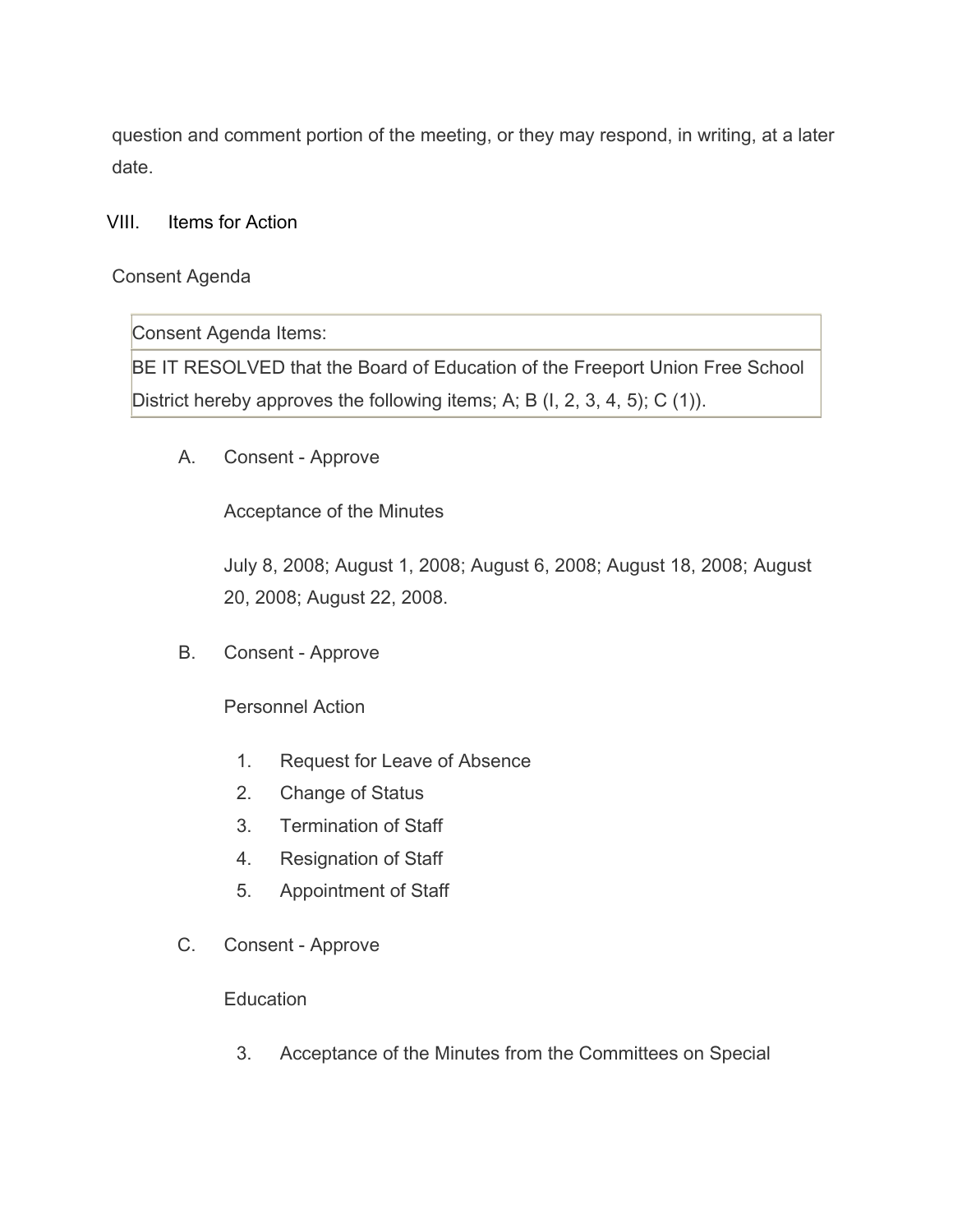question and comment portion of the meeting, or they may respond, in writing, at a later date.

VIII. Items for Action

Consent Agenda

| Consent Agenda Items: |
| --- |
| BE IT RESOLVED that the Board of Education of the Freeport Union Free School District hereby approves the following items; A; B (I, 2, 3, 4, 5); C (1)). |

A. Consent - Approve

Acceptance of the Minutes

July 8, 2008; August 1, 2008; August 6, 2008; August 18, 2008; August 20, 2008; August 22, 2008.

B. Consent - Approve

Personnel Action

1. Request for Leave of Absence
2. Change of Status
3. Termination of Staff
4. Resignation of Staff
5. Appointment of Staff

C. Consent - Approve

Education

3. Acceptance of the Minutes from the Committees on Special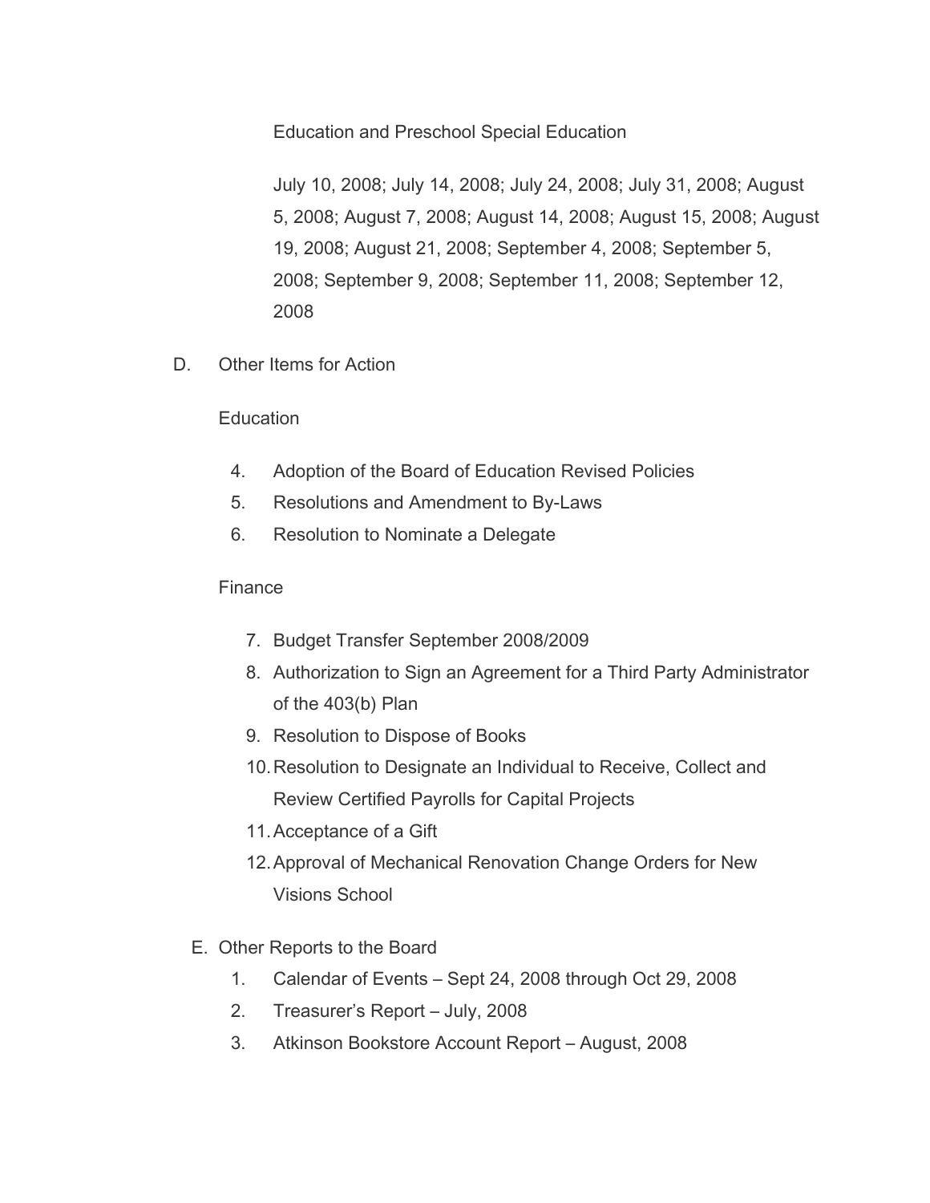Education and Preschool Special Education

July 10, 2008; July 14, 2008; July 24, 2008; July 31, 2008; August 5, 2008; August 7, 2008; August 14, 2008; August 15, 2008; August 19, 2008; August 21, 2008; September 4, 2008; September 5, 2008; September 9, 2008; September 11, 2008; September 12, 2008

D. Other Items for Action

Education

4. Adoption of the Board of Education Revised Policies
5. Resolutions and Amendment to By-Laws
6. Resolution to Nominate a Delegate

Finance

7. Budget Transfer September 2008/2009
8. Authorization to Sign an Agreement for a Third Party Administrator of the 403(b) Plan
9. Resolution to Dispose of Books
10. Resolution to Designate an Individual to Receive, Collect and Review Certified Payrolls for Capital Projects
11. Acceptance of a Gift
12. Approval of Mechanical Renovation Change Orders for New Visions School

E. Other Reports to the Board

1. Calendar of Events – Sept 24, 2008 through Oct 29, 2008
2. Treasurer's Report – July, 2008
3. Atkinson Bookstore Account Report – August, 2008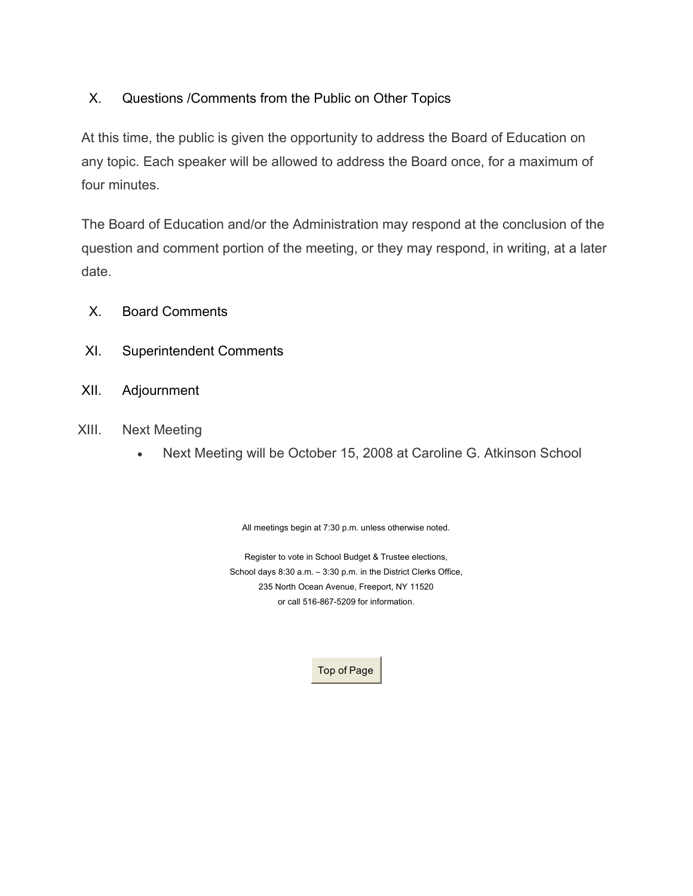X. Questions /Comments from the Public on Other Topics

At this time, the public is given the opportunity to address the Board of Education on any topic. Each speaker will be allowed to address the Board once, for a maximum of four minutes.

The Board of Education and/or the Administration may respond at the conclusion of the question and comment portion of the meeting, or they may respond, in writing, at a later date.

X. Board Comments

XI. Superintendent Comments

XII. Adjournment

XIII. Next Meeting

- Next Meeting will be October 15, 2008 at Caroline G. Atkinson School

All meetings begin at 7:30 p.m. unless otherwise noted.

Register to vote in School Budget & Trustee elections,
School days 8:30 a.m. – 3:30 p.m. in the District Clerks Office,
235 North Ocean Avenue, Freeport, NY 11520
or call 516-867-5209 for information.

Top of Page